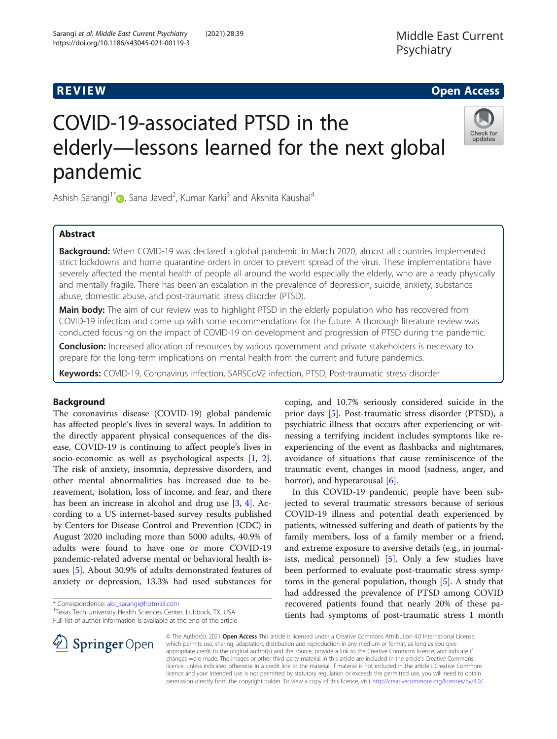REVIEW

Open Access

# COVID-19-associated PTSD in the elderly—lessons learned for the next global pandemic

Ashish Sarangi[1*], Sana Javed[2], Kumar Karki[3] and Akshita Kaushal[4]

## Abstract

**Background:** When COVID-19 was declared a global pandemic in March 2020, almost all countries implemented strict lockdowns and home quarantine orders in order to prevent spread of the virus. These implementations have severely affected the mental health of people all around the world especially the elderly, who are already physically and mentally fragile. There has been an escalation in the prevalence of depression, suicide, anxiety, substance abuse, domestic abuse, and post-traumatic stress disorder (PTSD).

**Main body:** The aim of our review was to highlight PTSD in the elderly population who has recovered from COVID-19 infection and come up with some recommendations for the future. A thorough literature review was conducted focusing on the impact of COVID-19 on development and progression of PTSD during the pandemic.

**Conclusion:** Increased allocation of resources by various government and private stakeholders is necessary to prepare for the long-term implications on mental health from the current and future pandemics.

**Keywords:** COVID-19, Coronavirus infection, SARSCoV2 infection, PTSD, Post-traumatic stress disorder

## Background

The coronavirus disease (COVID-19) global pandemic has affected people's lives in several ways. In addition to the directly apparent physical consequences of the disease, COVID-19 is continuing to affect people's lives in socio-economic as well as psychological aspects [1, 2]. The risk of anxiety, insomnia, depressive disorders, and other mental abnormalities has increased due to bereavement, isolation, loss of income, and fear, and there has been an increase in alcohol and drug use [3, 4]. According to a US internet-based survey results published by Centers for Disease Control and Prevention (CDC) in August 2020 including more than 5000 adults, 40.9% of adults were found to have one or more COVID-19 pandemic-related adverse mental or behavioral health issues [5]. About 30.9% of adults demonstrated features of anxiety or depression, 13.3% had used substances for coping, and 10.7% seriously considered suicide in the prior days [5]. Post-traumatic stress disorder (PTSD), a psychiatric illness that occurs after experiencing or witnessing a terrifying incident includes symptoms like re-experiencing of the event as flashbacks and nightmares, avoidance of situations that cause reminiscence of the traumatic event, changes in mood (sadness, anger, and horror), and hyperarousal [6].

In this COVID-19 pandemic, people have been subjected to several traumatic stressors because of serious COVID-19 illness and potential death experienced by patients, witnessed suffering and death of patients by the family members, loss of a family member or a friend, and extreme exposure to aversive details (e.g., in journalists, medical personnel) [5]. Only a few studies have been performed to evaluate post-traumatic stress symptoms in the general population, though [5]. A study that had addressed the prevalence of PTSD among COVID recovered patients found that nearly 20% of these patients had symptoms of post-traumatic stress 1 month

\* Correspondence: aks_sarangi@hotmail.com
[1]Texas Tech University Health Sciences Center, Lubbock, TX, USA
Full list of author information is available at the end of the article

© The Author(s). 2021 **Open Access** This article is licensed under a Creative Commons Attribution 4.0 International License, which permits use, sharing, adaptation, distribution and reproduction in any medium or format, as long as you give appropriate credit to the original author(s) and the source, provide a link to the Creative Commons licence, and indicate if changes were made. The images or other third party material in this article are included in the article's Creative Commons licence, unless indicated otherwise in a credit line to the material. If material is not included in the article's Creative Commons licence and your intended use is not permitted by statutory regulation or exceeds the permitted use, you will need to obtain permission directly from the copyright holder. To view a copy of this licence, visit http://creativecommons.org/licenses/by/4.0/.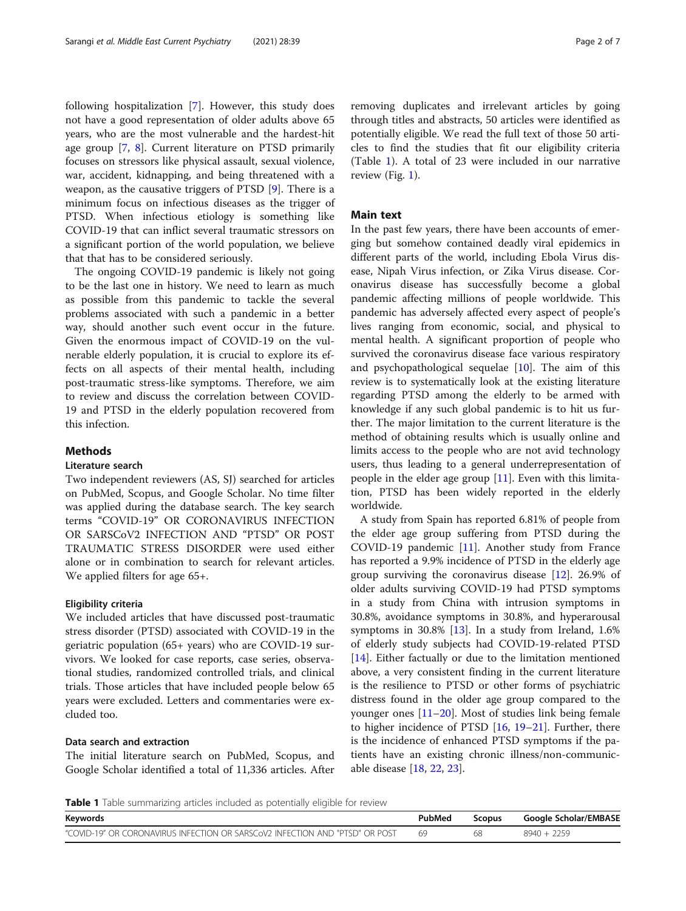following hospitalization [7]. However, this study does not have a good representation of older adults above 65 years, who are the most vulnerable and the hardest-hit age group [7, 8]. Current literature on PTSD primarily focuses on stressors like physical assault, sexual violence, war, accident, kidnapping, and being threatened with a weapon, as the causative triggers of PTSD [9]. There is a minimum focus on infectious diseases as the trigger of PTSD. When infectious etiology is something like COVID-19 that can inflict several traumatic stressors on a significant portion of the world population, we believe that that has to be considered seriously.

The ongoing COVID-19 pandemic is likely not going to be the last one in history. We need to learn as much as possible from this pandemic to tackle the several problems associated with such a pandemic in a better way, should another such event occur in the future. Given the enormous impact of COVID-19 on the vulnerable elderly population, it is crucial to explore its effects on all aspects of their mental health, including post-traumatic stress-like symptoms. Therefore, we aim to review and discuss the correlation between COVID-19 and PTSD in the elderly population recovered from this infection.

## Methods

### Literature search

Two independent reviewers (AS, SJ) searched for articles on PubMed, Scopus, and Google Scholar. No time filter was applied during the database search. The key search terms "COVID-19" OR CORONAVIRUS INFECTION OR SARSCoV2 INFECTION AND "PTSD" OR POST TRAUMATIC STRESS DISORDER were used either alone or in combination to search for relevant articles. We applied filters for age 65+.

### Eligibility criteria

We included articles that have discussed post-traumatic stress disorder (PTSD) associated with COVID-19 in the geriatric population (65+ years) who are COVID-19 survivors. We looked for case reports, case series, observational studies, randomized controlled trials, and clinical trials. Those articles that have included people below 65 years were excluded. Letters and commentaries were excluded too.

### Data search and extraction

The initial literature search on PubMed, Scopus, and Google Scholar identified a total of 11,336 articles. After removing duplicates and irrelevant articles by going through titles and abstracts, 50 articles were identified as potentially eligible. We read the full text of those 50 articles to find the studies that fit our eligibility criteria (Table 1). A total of 23 were included in our narrative review (Fig. 1).

## Main text

In the past few years, there have been accounts of emerging but somehow contained deadly viral epidemics in different parts of the world, including Ebola Virus disease, Nipah Virus infection, or Zika Virus disease. Coronavirus disease has successfully become a global pandemic affecting millions of people worldwide. This pandemic has adversely affected every aspect of people's lives ranging from economic, social, and physical to mental health. A significant proportion of people who survived the coronavirus disease face various respiratory and psychopathological sequelae [10]. The aim of this review is to systematically look at the existing literature regarding PTSD among the elderly to be armed with knowledge if any such global pandemic is to hit us further. The major limitation to the current literature is the method of obtaining results which is usually online and limits access to the people who are not avid technology users, thus leading to a general underrepresentation of people in the elder age group [11]. Even with this limitation, PTSD has been widely reported in the elderly worldwide.

A study from Spain has reported 6.81% of people from the elder age group suffering from PTSD during the COVID-19 pandemic [11]. Another study from France has reported a 9.9% incidence of PTSD in the elderly age group surviving the coronavirus disease [12]. 26.9% of older adults surviving COVID-19 had PTSD symptoms in a study from China with intrusion symptoms in 30.8%, avoidance symptoms in 30.8%, and hyperarousal symptoms in 30.8% [13]. In a study from Ireland, 1.6% of elderly study subjects had COVID-19-related PTSD [14]. Either factually or due to the limitation mentioned above, a very consistent finding in the current literature is the resilience to PTSD or other forms of psychiatric distress found in the older age group compared to the younger ones [11–20]. Most of studies link being female to higher incidence of PTSD [16, 19–21]. Further, there is the incidence of enhanced PTSD symptoms if the patients have an existing chronic illness/non-communicable disease [18, 22, 23].

**Table 1** Table summarizing articles included as potentially eligible for review

| Keywords | PubMed | Scopus | Google Scholar/EMBASE |
|---|---|---|---|
| "COVID-19" OR CORONAVIRUS INFECTION OR SARSCoV2 INFECTION AND "PTSD" OR POST | 69 | 68 | 8940 + 2259 |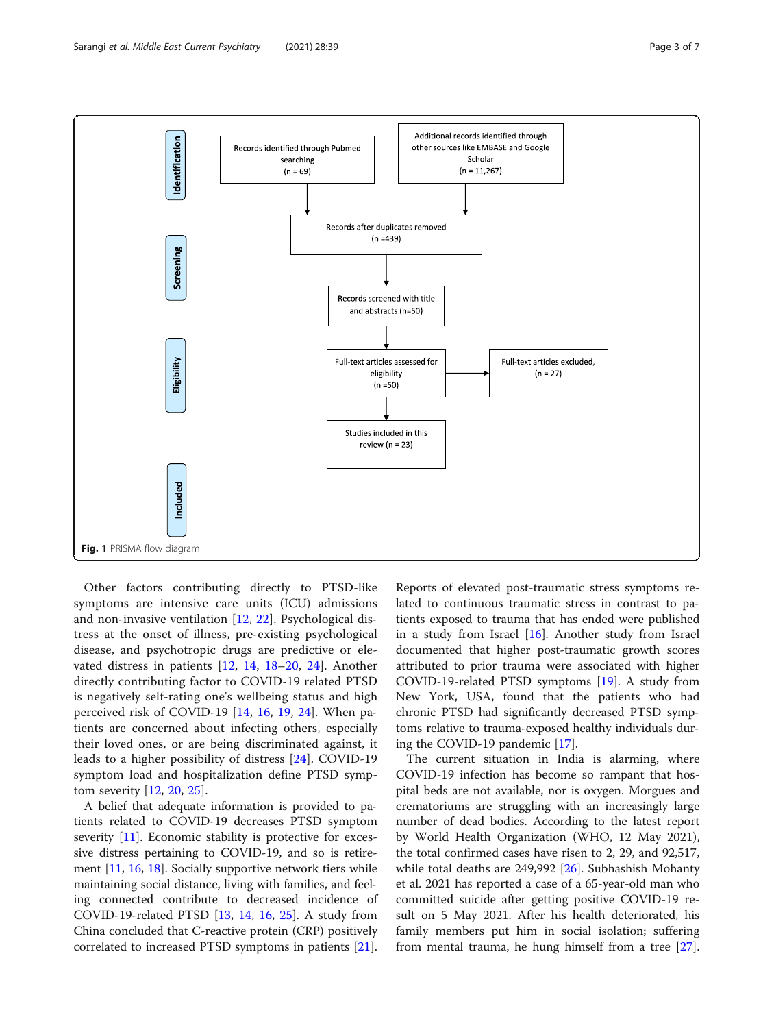Fig. 1 PRISMA flow diagram

Other factors contributing directly to PTSD-like symptoms are intensive care units (ICU) admissions and non-invasive ventilation [12, 22]. Psychological distress at the onset of illness, pre-existing psychological disease, and psychotropic drugs are predictive or elevated distress in patients [12, 14, 18–20, 24]. Another directly contributing factor to COVID-19 related PTSD is negatively self-rating one's wellbeing status and high perceived risk of COVID-19 [14, 16, 19, 24]. When patients are concerned about infecting others, especially their loved ones, or are being discriminated against, it leads to a higher possibility of distress [24]. COVID-19 symptom load and hospitalization define PTSD symptom severity [12, 20, 25].

A belief that adequate information is provided to patients related to COVID-19 decreases PTSD symptom severity [11]. Economic stability is protective for excessive distress pertaining to COVID-19, and so is retirement [11, 16, 18]. Socially supportive network tiers while maintaining social distance, living with families, and feeling connected contribute to decreased incidence of COVID-19-related PTSD [13, 14, 16, 25]. A study from China concluded that C-reactive protein (CRP) positively correlated to increased PTSD symptoms in patients [21]. Reports of elevated post-traumatic stress symptoms related to continuous traumatic stress in contrast to patients exposed to trauma that has ended were published in a study from Israel [16]. Another study from Israel documented that higher post-traumatic growth scores attributed to prior trauma were associated with higher COVID-19-related PTSD symptoms [19]. A study from New York, USA, found that the patients who had chronic PTSD had significantly decreased PTSD symptoms relative to trauma-exposed healthy individuals during the COVID-19 pandemic [17].

The current situation in India is alarming, where COVID-19 infection has become so rampant that hospital beds are not available, nor is oxygen. Morgues and crematoriums are struggling with an increasingly large number of dead bodies. According to the latest report by World Health Organization (WHO, 12 May 2021), the total confirmed cases have risen to 2, 29, and 92,517, while total deaths are 249,992 [26]. Subhashish Mohanty et al. 2021 has reported a case of a 65-year-old man who committed suicide after getting positive COVID-19 result on 5 May 2021. After his health deteriorated, his family members put him in social isolation; suffering from mental trauma, he hung himself from a tree [27].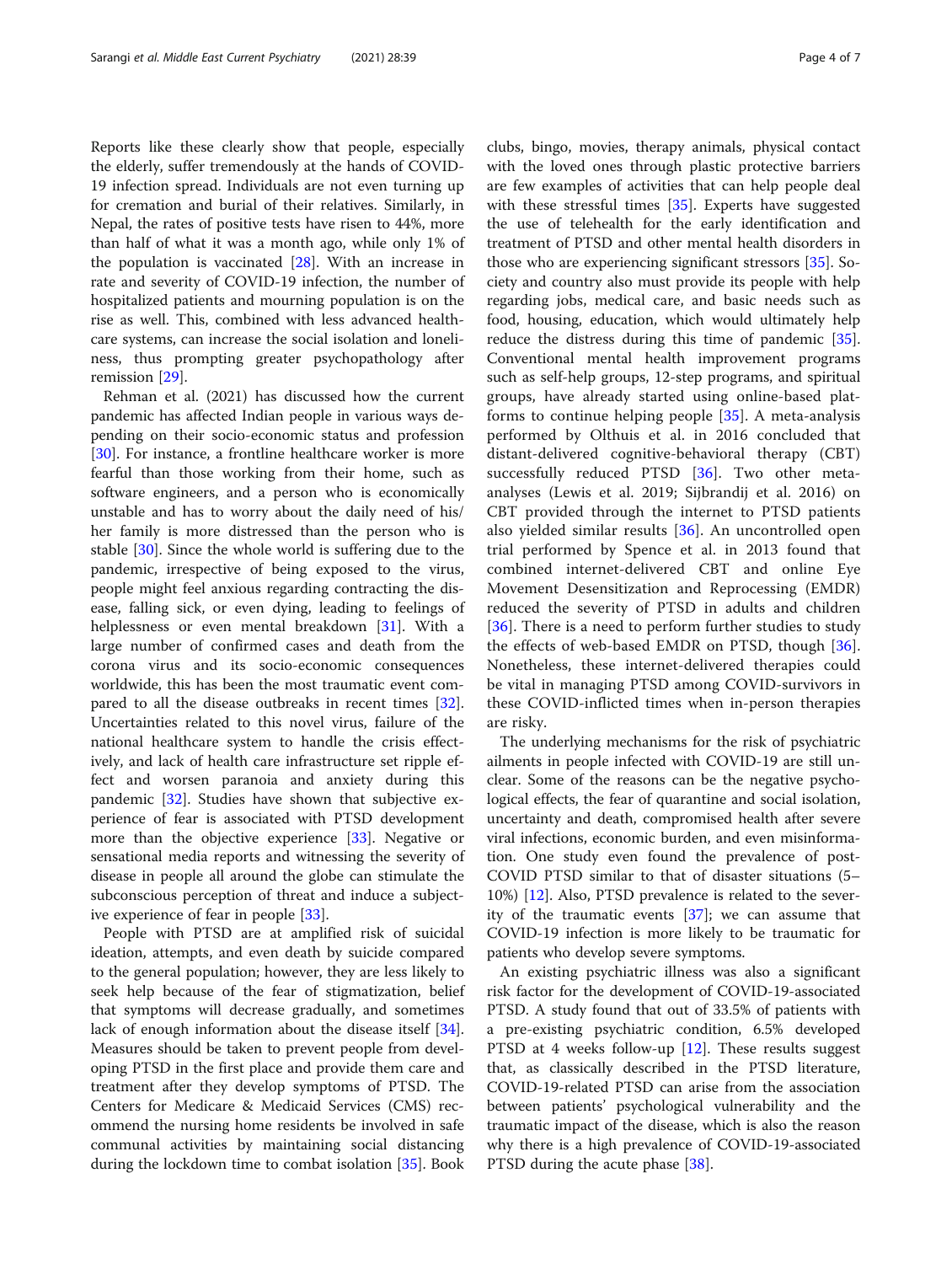Reports like these clearly show that people, especially the elderly, suffer tremendously at the hands of COVID-19 infection spread. Individuals are not even turning up for cremation and burial of their relatives. Similarly, in Nepal, the rates of positive tests have risen to 44%, more than half of what it was a month ago, while only 1% of the population is vaccinated [28]. With an increase in rate and severity of COVID-19 infection, the number of hospitalized patients and mourning population is on the rise as well. This, combined with less advanced healthcare systems, can increase the social isolation and loneliness, thus prompting greater psychopathology after remission [29].

Rehman et al. (2021) has discussed how the current pandemic has affected Indian people in various ways depending on their socio-economic status and profession [30]. For instance, a frontline healthcare worker is more fearful than those working from their home, such as software engineers, and a person who is economically unstable and has to worry about the daily need of his/her family is more distressed than the person who is stable [30]. Since the whole world is suffering due to the pandemic, irrespective of being exposed to the virus, people might feel anxious regarding contracting the disease, falling sick, or even dying, leading to feelings of helplessness or even mental breakdown [31]. With a large number of confirmed cases and death from the corona virus and its socio-economic consequences worldwide, this has been the most traumatic event compared to all the disease outbreaks in recent times [32]. Uncertainties related to this novel virus, failure of the national healthcare system to handle the crisis effectively, and lack of health care infrastructure set ripple effect and worsen paranoia and anxiety during this pandemic [32]. Studies have shown that subjective experience of fear is associated with PTSD development more than the objective experience [33]. Negative or sensational media reports and witnessing the severity of disease in people all around the globe can stimulate the subconscious perception of threat and induce a subjective experience of fear in people [33].

People with PTSD are at amplified risk of suicidal ideation, attempts, and even death by suicide compared to the general population; however, they are less likely to seek help because of the fear of stigmatization, belief that symptoms will decrease gradually, and sometimes lack of enough information about the disease itself [34]. Measures should be taken to prevent people from developing PTSD in the first place and provide them care and treatment after they develop symptoms of PTSD. The Centers for Medicare & Medicaid Services (CMS) recommend the nursing home residents be involved in safe communal activities by maintaining social distancing during the lockdown time to combat isolation [35]. Book clubs, bingo, movies, therapy animals, physical contact with the loved ones through plastic protective barriers are few examples of activities that can help people deal with these stressful times [35]. Experts have suggested the use of telehealth for the early identification and treatment of PTSD and other mental health disorders in those who are experiencing significant stressors [35]. Society and country also must provide its people with help regarding jobs, medical care, and basic needs such as food, housing, education, which would ultimately help reduce the distress during this time of pandemic [35]. Conventional mental health improvement programs such as self-help groups, 12-step programs, and spiritual groups, have already started using online-based platforms to continue helping people [35]. A meta-analysis performed by Olthuis et al. in 2016 concluded that distant-delivered cognitive-behavioral therapy (CBT) successfully reduced PTSD [36]. Two other meta-analyses (Lewis et al. 2019; Sijbrandij et al. 2016) on CBT provided through the internet to PTSD patients also yielded similar results [36]. An uncontrolled open trial performed by Spence et al. in 2013 found that combined internet-delivered CBT and online Eye Movement Desensitization and Reprocessing (EMDR) reduced the severity of PTSD in adults and children [36]. There is a need to perform further studies to study the effects of web-based EMDR on PTSD, though [36]. Nonetheless, these internet-delivered therapies could be vital in managing PTSD among COVID-survivors in these COVID-inflicted times when in-person therapies are risky.

The underlying mechanisms for the risk of psychiatric ailments in people infected with COVID-19 are still unclear. Some of the reasons can be the negative psychological effects, the fear of quarantine and social isolation, uncertainty and death, compromised health after severe viral infections, economic burden, and even misinformation. One study even found the prevalence of post-COVID PTSD similar to that of disaster situations (5–10%) [12]. Also, PTSD prevalence is related to the severity of the traumatic events [37]; we can assume that COVID-19 infection is more likely to be traumatic for patients who develop severe symptoms.

An existing psychiatric illness was also a significant risk factor for the development of COVID-19-associated PTSD. A study found that out of 33.5% of patients with a pre-existing psychiatric condition, 6.5% developed PTSD at 4 weeks follow-up [12]. These results suggest that, as classically described in the PTSD literature, COVID-19-related PTSD can arise from the association between patients' psychological vulnerability and the traumatic impact of the disease, which is also the reason why there is a high prevalence of COVID-19-associated PTSD during the acute phase [38].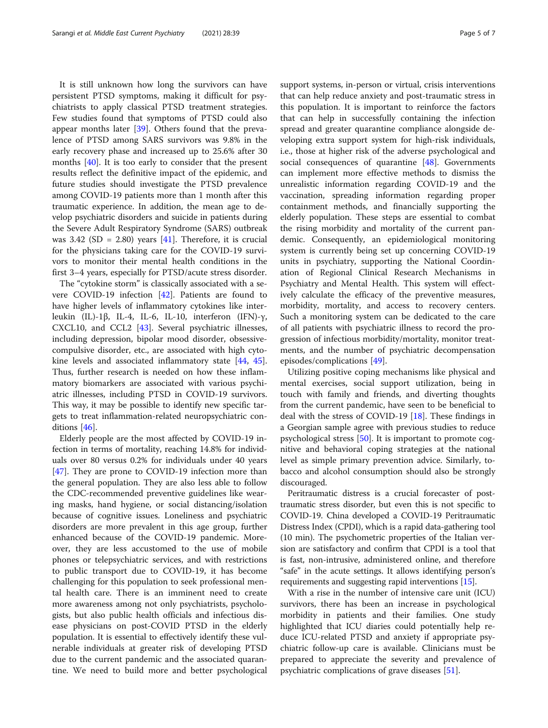It is still unknown how long the survivors can have persistent PTSD symptoms, making it difficult for psychiatrists to apply classical PTSD treatment strategies. Few studies found that symptoms of PTSD could also appear months later [39]. Others found that the prevalence of PTSD among SARS survivors was 9.8% in the early recovery phase and increased up to 25.6% after 30 months [40]. It is too early to consider that the present results reflect the definitive impact of the epidemic, and future studies should investigate the PTSD prevalence among COVID-19 patients more than 1 month after this traumatic experience. In addition, the mean age to develop psychiatric disorders and suicide in patients during the Severe Adult Respiratory Syndrome (SARS) outbreak was 3.42 (SD = 2.80) years [41]. Therefore, it is crucial for the physicians taking care for the COVID-19 survivors to monitor their mental health conditions in the first 3–4 years, especially for PTSD/acute stress disorder.

The "cytokine storm" is classically associated with a severe COVID-19 infection [42]. Patients are found to have higher levels of inflammatory cytokines like interleukin (IL)-1β, IL-4, IL-6, IL-10, interferon (IFN)-γ, CXCL10, and CCL2 [43]. Several psychiatric illnesses, including depression, bipolar mood disorder, obsessive-compulsive disorder, etc., are associated with high cytokine levels and associated inflammatory state [44, 45]. Thus, further research is needed on how these inflammatory biomarkers are associated with various psychiatric illnesses, including PTSD in COVID-19 survivors. This way, it may be possible to identify new specific targets to treat inflammation-related neuropsychiatric conditions [46].

Elderly people are the most affected by COVID-19 infection in terms of mortality, reaching 14.8% for individuals over 80 versus 0.2% for individuals under 40 years [47]. They are prone to COVID-19 infection more than the general population. They are also less able to follow the CDC-recommended preventive guidelines like wearing masks, hand hygiene, or social distancing/isolation because of cognitive issues. Loneliness and psychiatric disorders are more prevalent in this age group, further enhanced because of the COVID-19 pandemic. Moreover, they are less accustomed to the use of mobile phones or telepsychiatric services, and with restrictions to public transport due to COVID-19, it has become challenging for this population to seek professional mental health care. There is an imminent need to create more awareness among not only psychiatrists, psychologists, but also public health officials and infectious disease physicians on post-COVID PTSD in the elderly population. It is essential to effectively identify these vulnerable individuals at greater risk of developing PTSD due to the current pandemic and the associated quarantine. We need to build more and better psychological support systems, in-person or virtual, crisis interventions that can help reduce anxiety and post-traumatic stress in this population. It is important to reinforce the factors that can help in successfully containing the infection spread and greater quarantine compliance alongside developing extra support system for high-risk individuals, i.e., those at higher risk of the adverse psychological and social consequences of quarantine [48]. Governments can implement more effective methods to dismiss the unrealistic information regarding COVID-19 and the vaccination, spreading information regarding proper containment methods, and financially supporting the elderly population. These steps are essential to combat the rising morbidity and mortality of the current pandemic. Consequently, an epidemiological monitoring system is currently being set up concerning COVID-19 units in psychiatry, supporting the National Coordination of Regional Clinical Research Mechanisms in Psychiatry and Mental Health. This system will effectively calculate the efficacy of the preventive measures, morbidity, mortality, and access to recovery centers. Such a monitoring system can be dedicated to the care of all patients with psychiatric illness to record the progression of infectious morbidity/mortality, monitor treatments, and the number of psychiatric decompensation episodes/complications [49].

Utilizing positive coping mechanisms like physical and mental exercises, social support utilization, being in touch with family and friends, and diverting thoughts from the current pandemic, have seen to be beneficial to deal with the stress of COVID-19 [18]. These findings in a Georgian sample agree with previous studies to reduce psychological stress [50]. It is important to promote cognitive and behavioral coping strategies at the national level as simple primary prevention advice. Similarly, tobacco and alcohol consumption should also be strongly discouraged.

Peritraumatic distress is a crucial forecaster of post-traumatic stress disorder, but even this is not specific to COVID-19. China developed a COVID-19 Peritraumatic Distress Index (CPDI), which is a rapid data-gathering tool (10 min). The psychometric properties of the Italian version are satisfactory and confirm that CPDI is a tool that is fast, non-intrusive, administered online, and therefore "safe" in the acute settings. It allows identifying person's requirements and suggesting rapid interventions [15].

With a rise in the number of intensive care unit (ICU) survivors, there has been an increase in psychological morbidity in patients and their families. One study highlighted that ICU diaries could potentially help reduce ICU-related PTSD and anxiety if appropriate psychiatric follow-up care is available. Clinicians must be prepared to appreciate the severity and prevalence of psychiatric complications of grave diseases [51].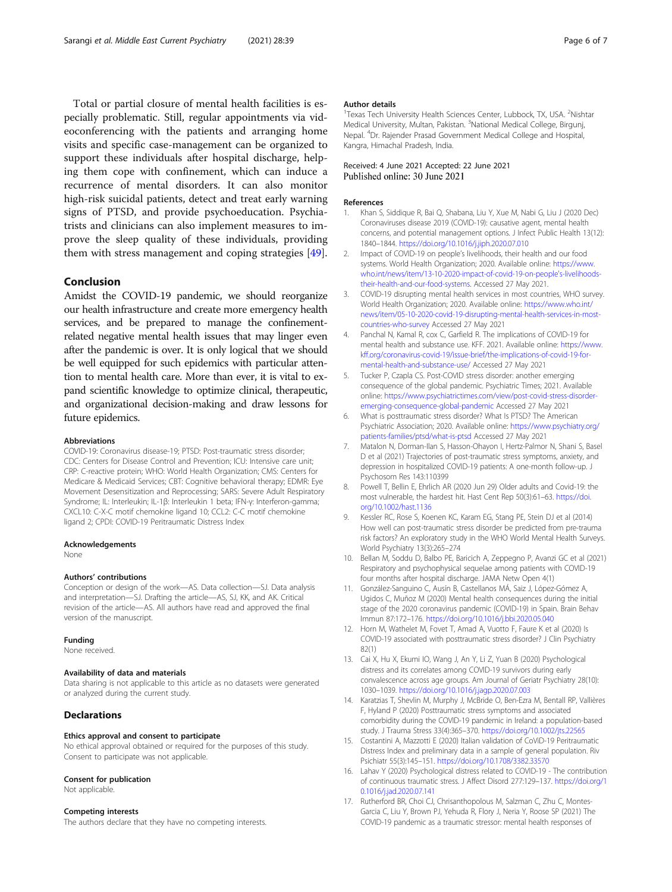Total or partial closure of mental health facilities is especially problematic. Still, regular appointments via videoconferencing with the patients and arranging home visits and specific case-management can be organized to support these individuals after hospital discharge, helping them cope with confinement, which can induce a recurrence of mental disorders. It can also monitor high-risk suicidal patients, detect and treat early warning signs of PTSD, and provide psychoeducation. Psychiatrists and clinicians can also implement measures to improve the sleep quality of these individuals, providing them with stress management and coping strategies [49].

## Conclusion

Amidst the COVID-19 pandemic, we should reorganize our health infrastructure and create more emergency health services, and be prepared to manage the confinement-related negative mental health issues that may linger even after the pandemic is over. It is only logical that we should be well equipped for such epidemics with particular attention to mental health care. More than ever, it is vital to expand scientific knowledge to optimize clinical, therapeutic, and organizational decision-making and draw lessons for future epidemics.

### Abbreviations

COVID-19: Coronavirus disease-19; PTSD: Post-traumatic stress disorder; CDC: Centers for Disease Control and Prevention; ICU: Intensive care unit; CRP: C-reactive protein; WHO: World Health Organization; CMS: Centers for Medicare & Medicaid Services; CBT: Cognitive behavioral therapy; EDMR: Eye Movement Desensitization and Reprocessing; SARS: Severe Adult Respiratory Syndrome; IL: Interleukin; IL-1β: Interleukin 1 beta; IFN-γ: Interferon-gamma; CXCL10: C-X-C motif chemokine ligand 10; CCL2: C-C motif chemokine ligand 2; CPDI: COVID-19 Peritraumatic Distress Index

### Acknowledgements

None

### Authors' contributions

Conception or design of the work—AS. Data collection—SJ. Data analysis and interpretation—SJ. Drafting the article—AS, SJ, KK, and AK. Critical revision of the article—AS. All authors have read and approved the final version of the manuscript.

### Funding

None received.

### Availability of data and materials

Data sharing is not applicable to this article as no datasets were generated or analyzed during the current study.

## Declarations

### Ethics approval and consent to participate

No ethical approval obtained or required for the purposes of this study. Consent to participate was not applicable.

### Consent for publication

Not applicable.

### Competing interests

The authors declare that they have no competing interests.

### Author details

[1]Texas Tech University Health Sciences Center, Lubbock, TX, USA. [2]Nishtar Medical University, Multan, Pakistan. [3]National Medical College, Birgunj, Nepal. [4]Dr. Rajender Prasad Government Medical College and Hospital, Kangra, Himachal Pradesh, India.

Received: 4 June 2021 Accepted: 22 June 2021
Published online: 30 June 2021

### References

1. Khan S, Siddique R, Bai Q, Shabana, Liu Y, Xue M, Nabi G, Liu J (2020 Dec) Coronaviruses disease 2019 (COVID-19): causative agent, mental health concerns, and potential management options. J Infect Public Health 13(12): 1840–1844. https://doi.org/10.1016/j.jiph.2020.07.010
2. Impact of COVID-19 on people's livelihoods, their health and our food systems. World Health Organization; 2020. Available online: https://www.who.int/news/item/13-10-2020-impact-of-covid-19-on-people's-livelihoods-their-health-and-our-food-systems. Accessed 27 May 2021.
3. COVID-19 disrupting mental health services in most countries, WHO survey. World Health Organization; 2020. Available online: https://www.who.int/news/item/05-10-2020-covid-19-disrupting-mental-health-services-in-most-countries-who-survey Accessed 27 May 2021
4. Panchal N, Kamal R, cox C, Garfield R. The implications of COVID-19 for mental health and substance use. KFF. 2021. Available online: https://www.kff.org/coronavirus-covid-19/issue-brief/the-implications-of-covid-19-for-mental-health-and-substance-use/ Accessed 27 May 2021
5. Tucker P, Czapla CS. Post-COVID stress disorder: another emerging consequence of the global pandemic. Psychiatric Times; 2021. Available online: https://www.psychiatrictimes.com/view/post-covid-stress-disorder-emerging-consequence-global-pandemic Accessed 27 May 2021
6. What is posttraumatic stress disorder? What Is PTSD? The American Psychiatric Association; 2020. Available online: https://www.psychiatry.org/patients-families/ptsd/what-is-ptsd Accessed 27 May 2021
7. Matalon N, Dorman-Ilan S, Hasson-Ohayon I, Hertz-Palmor N, Shani S, Basel D et al (2021) Trajectories of post-traumatic stress symptoms, anxiety, and depression in hospitalized COVID-19 patients: A one-month follow-up. J Psychosom Res 143:110399
8. Powell T, Bellin E, Ehrlich AR (2020 Jun 29) Older adults and Covid-19: the most vulnerable, the hardest hit. Hast Cent Rep 50(3):61–63. https://doi.org/10.1002/hast.1136
9. Kessler RC, Rose S, Koenen KC, Karam EG, Stang PE, Stein DJ et al (2014) How well can post-traumatic stress disorder be predicted from pre-trauma risk factors? An exploratory study in the WHO World Mental Health Surveys. World Psychiatry 13(3):265–274
10. Bellan M, Soddu D, Balbo PE, Baricich A, Zeppegno P, Avanzi GC et al (2021) Respiratory and psychophysical sequelae among patients with COVID-19 four months after hospital discharge. JAMA Netw Open 4(1)
11. González-Sanguino C, Ausín B, Castellanos MÁ, Saiz J, López-Gómez A, Ugidos C, Muñoz M (2020) Mental health consequences during the initial stage of the 2020 coronavirus pandemic (COVID-19) in Spain. Brain Behav Immun 87:172–176. https://doi.org/10.1016/j.bbi.2020.05.040
12. Horn M, Wathelet M, Fovet T, Amad A, Vuotto F, Faure K et al (2020) Is COVID-19 associated with posttraumatic stress disorder? J Clin Psychiatry 82(1)
13. Cai X, Hu X, Ekumi IO, Wang J, An Y, Li Z, Yuan B (2020) Psychological distress and its correlates among COVID-19 survivors during early convalescence across age groups. Am Journal of Geriatr Psychiatry 28(10): 1030–1039. https://doi.org/10.1016/j.jagp.2020.07.003
14. Karatzias T, Shevlin M, Murphy J, McBride O, Ben-Ezra M, Bentall RP, Vallières F, Hyland P (2020) Posttraumatic stress symptoms and associated comorbidity during the COVID-19 pandemic in Ireland: a population-based study. J Trauma Stress 33(4):365–370. https://doi.org/10.1002/jts.22565
15. Costantini A, Mazzotti E (2020) Italian validation of CoViD-19 Peritraumatic Distress Index and preliminary data in a sample of general population. Riv Psichiatr 55(3):145–151. https://doi.org/10.1708/3382.33570
16. Lahav Y (2020) Psychological distress related to COVID-19 - The contribution of continuous traumatic stress. J Affect Disord 277:129–137. https://doi.org/10.1016/j.jad.2020.07.141
17. Rutherford BR, Choi CJ, Chrisanthopolous M, Salzman C, Zhu C, Montes-Garcia C, Liu Y, Brown PJ, Yehuda R, Flory J, Neria Y, Roose SP (2021) The COVID-19 pandemic as a traumatic stressor: mental health responses of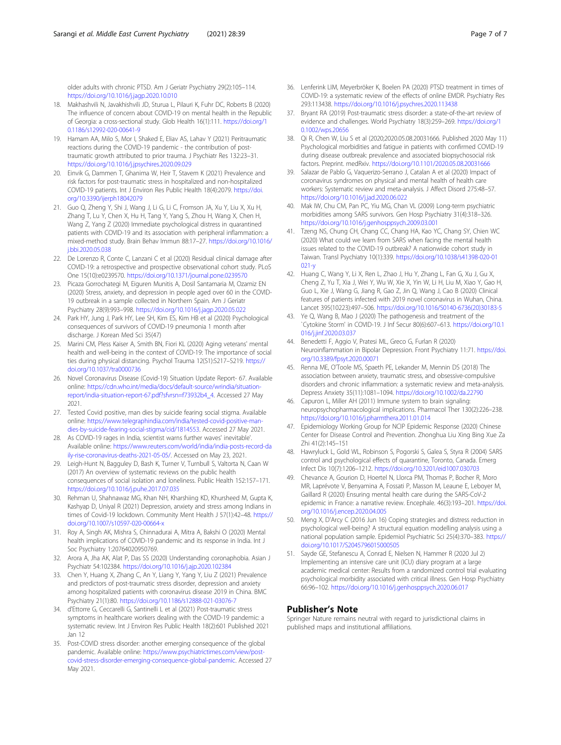older adults with chronic PTSD. Am J Geriatr Psychiatry 29(2):105–114. https://doi.org/10.1016/j.jagp.2020.10.010

18. Makhashvili N, Javakhishvili JD, Sturua L, Pilauri K, Fuhr DC, Roberts B (2020) The influence of concern about COVID-19 on mental health in the Republic of Georgia: a cross-sectional study. Glob Health 16(1):111. https://doi.org/10.1186/s12992-020-00641-9
19. Hamam AA, Milo S, Mor I, Shaked E, Eliav AS, Lahav Y (2021) Peritraumatic reactions during the COVID-19 pandemic - the contribution of post-traumatic growth attributed to prior trauma. J Psychiatr Res 132:23–31. https://doi.org/10.1016/j.jpsychires.2020.09.029
20. Einvik G, Dammen T, Ghanima W, Heir T, Stavem K (2021) Prevalence and risk factors for post-traumatic stress in hospitalized and non-hospitalized COVID-19 patients. Int J Environ Res Public Health 18(4):2079. https://doi.org/10.3390/ijerph18042079
21. Guo Q, Zheng Y, Shi J, Wang J, Li G, Li C, Fromson JA, Xu Y, Liu X, Xu H, Zhang T, Lu Y, Chen X, Hu H, Tang Y, Yang S, Zhou H, Wang X, Chen H, Wang Z, Yang Z (2020) Immediate psychological distress in quarantined patients with COVID-19 and its association with peripheral inflammation: a mixed-method study. Brain Behav Immun 88:17–27. https://doi.org/10.1016/j.bbi.2020.05.038
22. De Lorenzo R, Conte C, Lanzani C et al (2020) Residual clinical damage after COVID-19: a retrospective and prospective observational cohort study. PLoS One 15(10):e0239570. https://doi.org/10.1371/journal.pone.0239570
23. Picaza Gorrochategi M, Eiguren Munitis A, Dosil Santamaria M, Ozamiz EN (2020) Stress, anxiety, and depression in people aged over 60 in the COVID-19 outbreak in a sample collected in Northern Spain. Am J Geriatr Psychiatry 28(9):993–998. https://doi.org/10.1016/j.jagp.2020.05.022
24. Park HY, Jung J, Park HY, Lee SH, Kim ES, Kim HB et al (2020) Psychological consequences of survivors of COVID-19 pneumonia 1 month after discharge. J Korean Med Sci 35(47)
25. Marini CM, Pless Kaiser A, Smith BN, Fiori KL (2020) Aging veterans' mental health and well-being in the context of COVID-19: The importance of social ties during physical distancing. Psychol Trauma 12(S1):S217–S219. https://doi.org/10.1037/tra0000736
26. Novel Coronavirus Disease (Covid-19) Situation Update Report- 67. Available online: https://cdn.who.int/media/docs/default-source/wrindia/situation-report/india-situation-report-67.pdf?sfvrsn=f73932b4_4. Accessed 27 May 2021.
27. Tested Covid positive, man dies by suicide fearing social stigma. Available online: https://www.telegraphindia.com/india/tested-covid-positive-man-dies-by-suicide-fearing-social-stigma/cid/1814553. Accessed 27 May 2021.
28. As COVID-19 rages in India, scientist warns further waves' inevitable'. Available online: https://www.reuters.com/world/india/india-posts-record-daily-rise-coronavirus-deaths-2021-05-05/. Accessed on May 23, 2021.
29. Leigh-Hunt N, Bagguley D, Bash K, Turner V, Turnbull S, Valtorta N, Caan W (2017) An overview of systematic reviews on the public health consequences of social isolation and loneliness. Public Health 152:157–171. https://doi.org/10.1016/j.puhe.2017.07.035
30. Rehman U, Shahnawaz MG, Khan NH, Kharshiing KD, Khursheed M, Gupta K, Kashyap D, Uniyal R (2021) Depression, anxiety and stress among Indians in times of Covid-19 lockdown. Community Ment Health J 57(1):42–48. https://doi.org/10.1007/s10597-020-00664-x
31. Roy A, Singh AK, Mishra S, Chinnadurai A, Mitra A, Bakshi O (2020) Mental health implications of COVID-19 pandemic and its response in India. Int J Soc Psychiatry 1:20764020950769.
32. Arora A, Jha AK, Alat P, Das SS (2020) Understanding coronaphobia. Asian J Psychiatr 54:102384. https://doi.org/10.1016/j.ajp.2020.102384
33. Chen Y, Huang X, Zhang C, An Y, Liang Y, Yang Y, Liu Z (2021) Prevalence and predictors of post-traumatic stress disorder, depression and anxiety among hospitalized patients with coronavirus disease 2019 in China. BMC Psychiatry 21(1):80. https://doi.org/10.1186/s12888-021-03076-7
34. d'Ettorre G, Ceccarelli G, Santinelli L et al (2021) Post-traumatic stress symptoms in healthcare workers dealing with the COVID-19 pandemic: a systematic review. Int J Environ Res Public Health 18(2):601 Published 2021 Jan 12
35. Post-COVID stress disorder: another emerging consequence of the global pandemic. Available online: https://www.psychiatrictimes.com/view/post-covid-stress-disorder-emerging-consequence-global-pandemic. Accessed 27 May 2021.
36. Lenferink LIM, Meyerbröker K, Boelen PA (2020) PTSD treatment in times of COVID-19: a systematic review of the effects of online EMDR. Psychiatry Res 293:113438. https://doi.org/10.1016/j.psychres.2020.113438
37. Bryant RA (2019) Post-traumatic stress disorder: a state-of-the-art review of evidence and challenges. World Psychiatry 18(3):259–269. https://doi.org/10.1002/wps.20656
38. Qi R, Chen W, Liu S et al (2020;2020.05.08.20031666. Published 2020 May 11) Psychological morbidities and fatigue in patients with confirmed COVID-19 during disease outbreak: prevalence and associated biopsychosocial risk factors. Preprint. medRxiv. https://doi.org/10.1101/2020.05.08.20031666
39. Salazar de Pablo G, Vaquerizo-Serrano J, Catalan A et al (2020) Impact of coronavirus syndromes on physical and mental health of health care workers: Systematic review and meta-analysis. J Affect Disord 275:48–57. https://doi.org/10.1016/j.jad.2020.06.022
40. Mak IW, Chu CM, Pan PC, Yiu MG, Chan VL (2009) Long-term psychiatric morbidities among SARS survivors. Gen Hosp Psychiatry 31(4):318–326. https://doi.org/10.1016/j.genhosppsych.2009.03.001
41. Tzeng NS, Chung CH, Chang CC, Chang HA, Kao YC, Chang SY, Chien WC (2020) What could we learn from SARS when facing the mental health issues related to the COVID-19 outbreak? A nationwide cohort study in Taiwan. Transl Psychiatry 10(1):339. https://doi.org/10.1038/s41398-020-01021-y
42. Huang C, Wang Y, Li X, Ren L, Zhao J, Hu Y, Zhang L, Fan G, Xu J, Gu X, Cheng Z, Yu T, Xia J, Wei Y, Wu W, Xie X, Yin W, Li H, Liu M, Xiao Y, Gao H, Guo L, Xie J, Wang G, Jiang R, Gao Z, Jin Q, Wang J, Cao B (2020) Clinical features of patients infected with 2019 novel coronavirus in Wuhan, China. Lancet 395(10223):497–506. https://doi.org/10.1016/S0140-6736(20)30183-5
43. Ye Q, Wang B, Mao J (2020) The pathogenesis and treatment of the `Cytokine Storm' in COVID-19. J Inf Secur 80(6):607–613. https://doi.org/10.1016/j.jinf.2020.03.037
44. Benedetti F, Aggio V, Pratesi ML, Greco G, Furlan R (2020) Neuroinflammation in Bipolar Depression. Front Psychiatry 11:71. https://doi.org/10.3389/fpsyt.2020.00071
45. Renna ME, O'Toole MS, Spaeth PE, Lekander M, Mennin DS (2018) The association between anxiety, traumatic stress, and obsessive-compulsive disorders and chronic inflammation: a systematic review and meta-analysis. Depress Anxiety 35(11):1081–1094. https://doi.org/10.1002/da.22790
46. Capuron L, Miller AH (2011) Immune system to brain signaling: neuropsychopharmacological implications. Pharmacol Ther 130(2):226–238. https://doi.org/10.1016/j.pharmthera.2011.01.014
47. Epidemiology Working Group for NCIP Epidemic Response (2020) Chinese Center for Disease Control and Prevention. Zhonghua Liu Xing Bing Xue Za Zhi 41(2):145–151
48. Hawryluck L, Gold WL, Robinson S, Pogorski S, Galea S, Styra R (2004) SARS control and psychological effects of quarantine, Toronto, Canada. Emerg Infect Dis 10(7):1206–1212. https://doi.org/10.3201/eid1007.030703
49. Chevance A, Gourion D, Hoertel N, Llorca PM, Thomas P, Bocher R, Moro MR, Laprévote V, Benyamina A, Fossati P, Masson M, Leaune E, Leboyer M, Gaillard R (2020) Ensuring mental health care during the SARS-CoV-2 epidemic in France: a narrative review. Encephale. 46(3):193–201. https://doi.org/10.1016/j.encep.2020.04.005
50. Meng X, D'Arcy C (2016 Jun 16) Coping strategies and distress reduction in psychological well-being? A structural equation modelling analysis using a national population sample. Epidemiol Psychiatric Sci 25(4):370–383. https://doi.org/10.1017/S2045796015000505
51. Sayde GE, Stefanescu A, Conrad E, Nielsen N, Hammer R (2020 Jul 2) Implementing an intensive care unit (ICU) diary program at a large academic medical center: Results from a randomized control trial evaluating psychological morbidity associated with critical illness. Gen Hosp Psychiatry 66:96–102. https://doi.org/10.1016/j.genhosppsych.2020.06.017

## Publisher's Note

Springer Nature remains neutral with regard to jurisdictional claims in published maps and institutional affiliations.